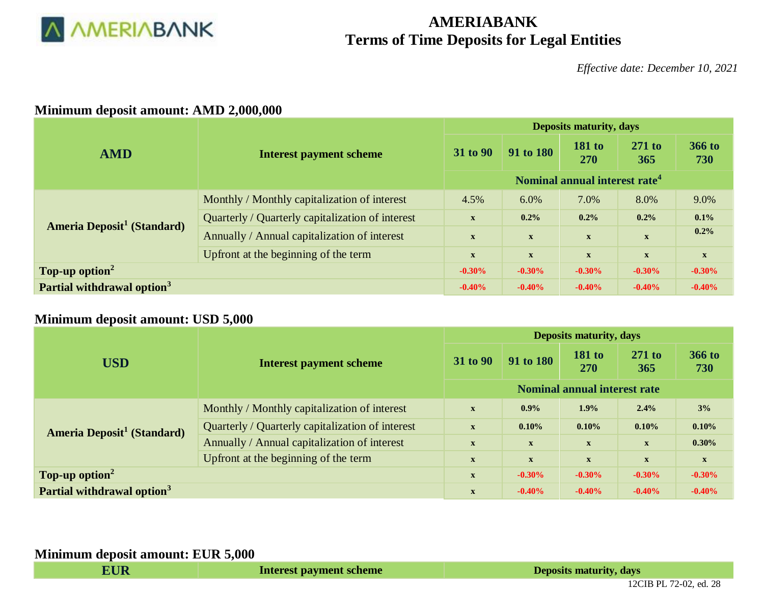# AMERIABANK
## Terms of Time Deposits for Legal Entities

*Effective date: December 10, 2021*

### Minimum deposit amount: AMD 2,000,000

| AMD | Interest payment scheme | Deposits maturity, days | | | | |
|---|---|---|---|---|---|---|
| | | 31 to 90 | 91 to 180 | 181 to 270 | 271 to 365 | 366 to 730 |
| | | Nominal annual interest rate[4] | | | | |
| Ameria Deposit[1] (Standard) | Monthly / Monthly capitalization of interest | 4.5% | 6.0% | 7.0% | 8.0% | 9.0% |
| | Quarterly / Quarterly capitalization of interest | x | 0.2% | 0.2% | 0.2% | 0.1% |
| | Annually / Annual capitalization of interest | x | x | x | x | 0.2% |
| | Upfront at the beginning of the term | x | x | x | x | x |
| Top-up option[2] | | -0.30% | -0.30% | -0.30% | -0.30% | -0.30% |
| Partial withdrawal option[3] | | -0.40% | -0.40% | -0.40% | -0.40% | -0.40% |

### Minimum deposit amount: USD 5,000

| USD | Interest payment scheme | Deposits maturity, days | | | | |
|---|---|---|---|---|---|---|
| | | 31 to 90 | 91 to 180 | 181 to 270 | 271 to 365 | 366 to 730 |
| | | Nominal annual interest rate | | | | |
| Ameria Deposit[1] (Standard) | Monthly / Monthly capitalization of interest | x | 0.9% | 1.9% | 2.4% | 3% |
| | Quarterly / Quarterly capitalization of interest | x | 0.10% | 0.10% | 0.10% | 0.10% |
| | Annually / Annual capitalization of interest | x | x | x | x | 0.30% |
| | Upfront at the beginning of the term | x | x | x | x | x |
| Top-up option[2] | | x | -0.30% | -0.30% | -0.30% | -0.30% |
| Partial withdrawal option[3] | | x | -0.40% | -0.40% | -0.40% | -0.40% |

### Minimum deposit amount: EUR 5,000

| EUR | Interest payment scheme | Deposits maturity, days |
|---|---|---|

12CIB PL 72-02, ed. 28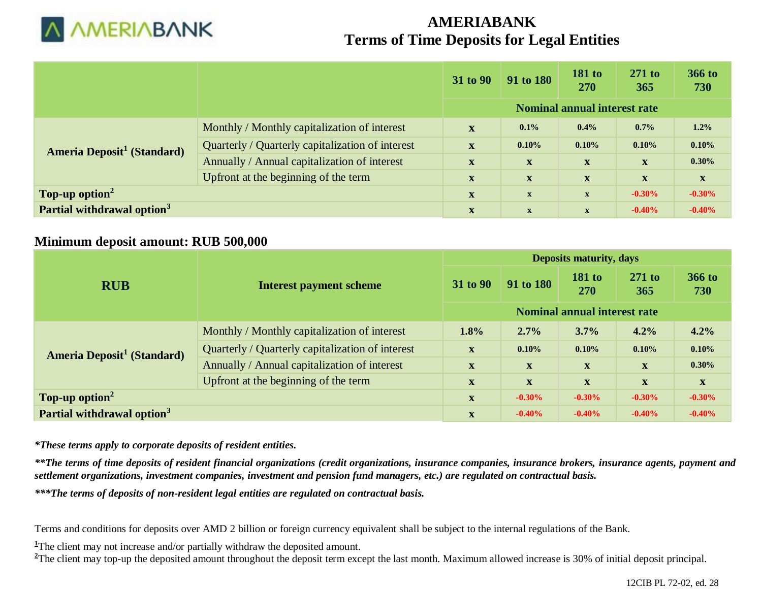# AMERIABANK
# Terms of Time Deposits for Legal Entities

| | | 31 to 90 | 91 to 180 | 181 to 270 | 271 to 365 | 366 to 730 |
|---|---|---|---|---|---|---|
| | | Nominal annual interest rate | | | | |
| Ameria Deposit[1] (Standard) | Monthly / Monthly capitalization of interest | x | 0.1% | 0.4% | 0.7% | 1.2% |
| | Quarterly / Quarterly capitalization of interest | x | 0.10% | 0.10% | 0.10% | 0.10% |
| | Annually / Annual capitalization of interest | x | x | x | x | 0.30% |
| | Upfront at the beginning of the term | x | x | x | x | x |
| Top-up option[2] | | x | x | x | -0.30% | -0.30% |
| Partial withdrawal option[3] | | x | x | x | -0.40% | -0.40% |

## Minimum deposit amount: RUB 500,000

| RUB | Interest payment scheme | Deposits maturity, days | | | | |
|---|---|---|---|---|---|---|
| | | 31 to 90 | 91 to 180 | 181 to 270 | 271 to 365 | 366 to 730 |
| | | Nominal annual interest rate | | | | |
| Ameria Deposit[1] (Standard) | Monthly / Monthly capitalization of interest | 1.8% | 2.7% | 3.7% | 4.2% | 4.2% |
| | Quarterly / Quarterly capitalization of interest | x | 0.10% | 0.10% | 0.10% | 0.10% |
| | Annually / Annual capitalization of interest | x | x | x | x | 0.30% |
| | Upfront at the beginning of the term | x | x | x | x | x |
| Top-up option[2] | | x | -0.30% | -0.30% | -0.30% | -0.30% |
| Partial withdrawal option[3] | | x | -0.40% | -0.40% | -0.40% | -0.40% |

***These terms apply to corporate deposits of resident entities.***

***\*\*The terms of time deposits of resident financial organizations (credit organizations, insurance companies, insurance brokers, insurance agents, payment and settlement organizations, investment companies, investment and pension fund managers, etc.) are regulated on contractual basis.***

***\*\*\*The terms of deposits of non-resident legal entities are regulated on contractual basis.***

Terms and conditions for deposits over AMD 2 billion or foreign currency equivalent shall be subject to the internal regulations of the Bank.

[1]The client may not increase and/or partially withdraw the deposited amount.

[2]The client may top-up the deposited amount throughout the deposit term except the last month. Maximum allowed increase is 30% of initial deposit principal.

12CIB PL 72-02, ed. 28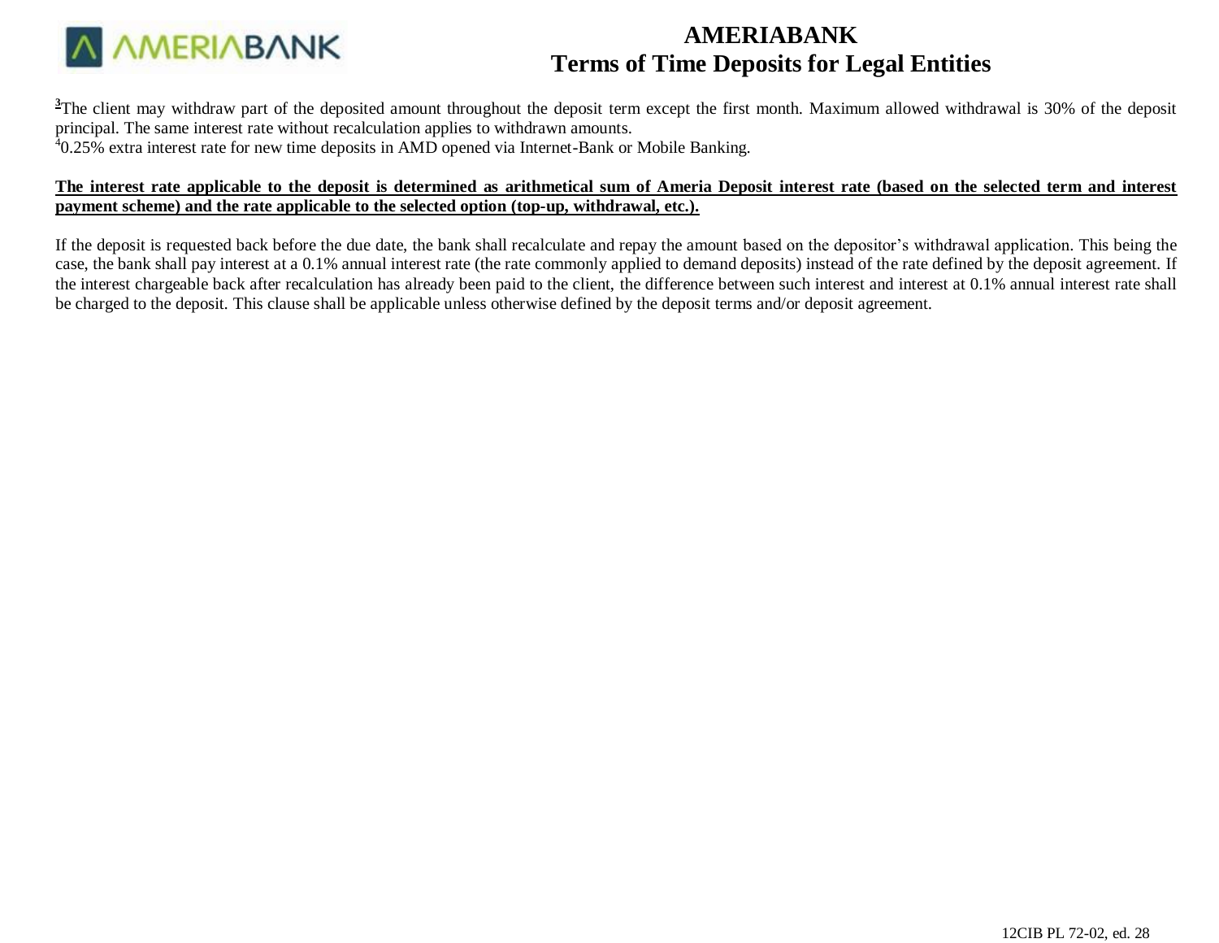[3]The client may withdraw part of the deposited amount throughout the deposit term except the first month. Maximum allowed withdrawal is 30% of the deposit principal. The same interest rate without recalculation applies to withdrawn amounts.
[4]0.25% extra interest rate for new time deposits in AMD opened via Internet-Bank or Mobile Banking.

**The interest rate applicable to the deposit is determined as arithmetical sum of Ameria Deposit interest rate (based on the selected term and interest payment scheme) and the rate applicable to the selected option (top-up, withdrawal, etc.).**

If the deposit is requested back before the due date, the bank shall recalculate and repay the amount based on the depositor's withdrawal application. This being the case, the bank shall pay interest at a 0.1% annual interest rate (the rate commonly applied to demand deposits) instead of the rate defined by the deposit agreement. If the interest chargeable back after recalculation has already been paid to the client, the difference between such interest and interest at 0.1% annual interest rate shall be charged to the deposit. This clause shall be applicable unless otherwise defined by the deposit terms and/or deposit agreement.